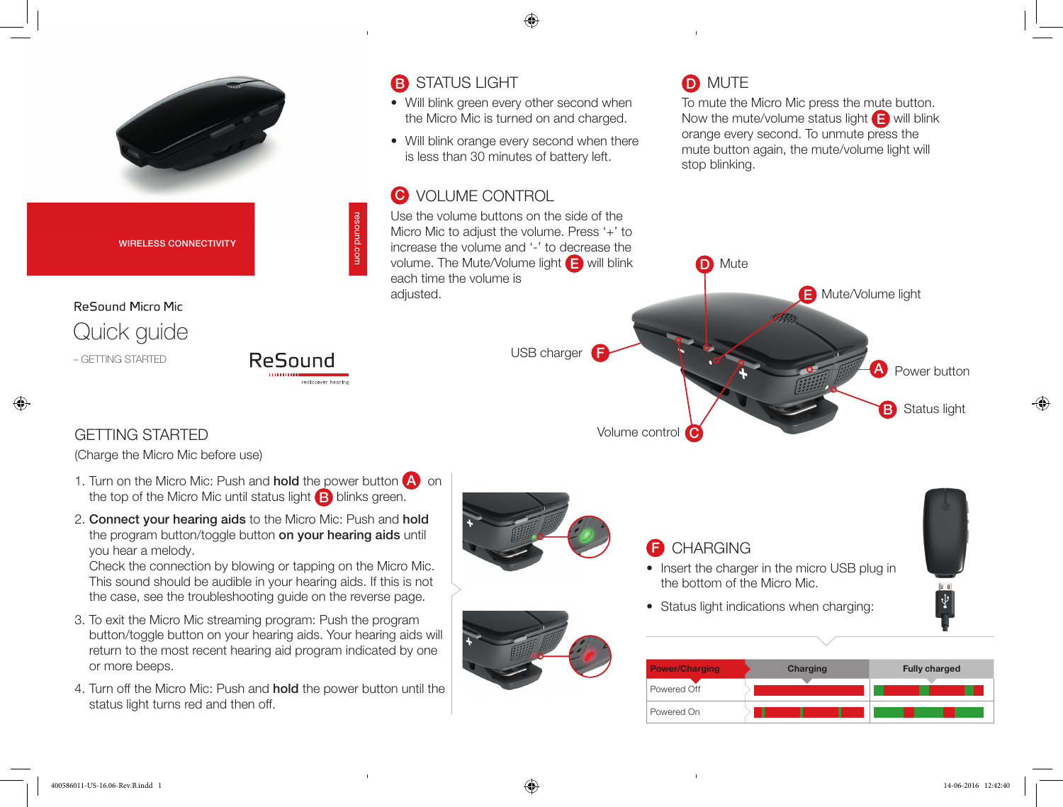WIRELESS CONNECTIVITY

resound.com

ReSound Micro Mic

# Quick guide

– GETTING STARTED

ReSound

## GETTING STARTED

(Charge the Micro Mic before use)

1. Turn on the Micro Mic: Push and **hold** the power button A on the top of the Micro Mic until status light B blinks green.
2. **Connect your hearing aids** to the Micro Mic: Push and **hold** the program button/toggle button **on your hearing aids** until you hear a melody.
   Check the connection by blowing or tapping on the Micro Mic. This sound should be audible in your hearing aids. If this is not the case, see the troubleshooting guide on the reverse page.
3. To exit the Micro Mic streaming program: Push the program button/toggle button on your hearing aids. Your hearing aids will return to the most recent hearing aid program indicated by one or more beeps.
4. Turn off the Micro Mic: Push and **hold** the power button until the status light turns red and then off.

## B STATUS LIGHT

- Will blink green every other second when the Micro Mic is turned on and charged.
- Will blink orange every second when there is less than 30 minutes of battery left.

## C VOLUME CONTROL

Use the volume buttons on the side of the Micro Mic to adjust the volume. Press '+' to increase the volume and '-' to decrease the volume. The Mute/Volume light E will blink each time the volume is adjusted.

## D MUTE

To mute the Micro Mic press the mute button. Now the mute/volume status light E will blink orange every second. To unmute press the mute button again, the mute/volume light will stop blinking.

D Mute

E Mute/Volume light

USB charger F

A Power button

B Status light

Volume control C

## F CHARGING

- Insert the charger in the micro USB plug in the bottom of the Micro Mic.
- Status light indications when charging:

| Power/Charging | Charging | Fully charged |
| --- | --- | --- |
| Powered Off | | |
| Powered On | | |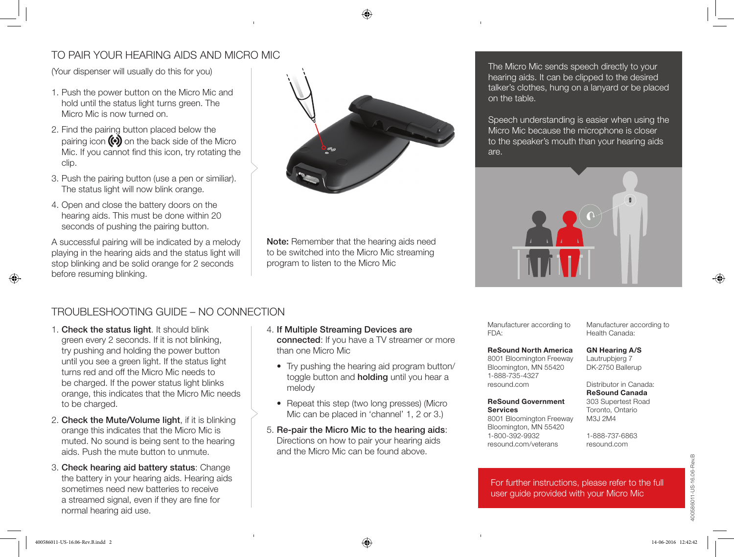## TO PAIR YOUR HEARING AIDS AND MICRO MIC

(Your dispenser will usually do this for you)

1. Push the power button on the Micro Mic and hold until the status light turns green. The Micro Mic is now turned on.
2. Find the pairing button placed below the pairing icon on the back side of the Micro Mic. If you cannot find this icon, try rotating the clip.
3. Push the pairing button (use a pen or similiar). The status light will now blink orange.
4. Open and close the battery doors on the hearing aids. This must be done within 20 seconds of pushing the pairing button.

A successful pairing will be indicated by a melody playing in the hearing aids and the status light will stop blinking and be solid orange for 2 seconds before resuming blinking.

**Note:** Remember that the hearing aids need to be switched into the Micro Mic streaming program to listen to the Micro Mic

The Micro Mic sends speech directly to your hearing aids. It can be clipped to the desired talker's clothes, hung on a lanyard or be placed on the table.

Speech understanding is easier when using the Micro Mic because the microphone is closer to the speaker's mouth than your hearing aids are.

## TROUBLESHOOTING GUIDE – NO CONNECTION

1. **Check the status light**. It should blink green every 2 seconds. If it is not blinking, try pushing and holding the power button until you see a green light. If the status light turns red and off the Micro Mic needs to be charged. If the power status light blinks orange, this indicates that the Micro Mic needs to be charged.
2. **Check the Mute/Volume light**, if it is blinking orange this indicates that the Micro Mic is muted. No sound is being sent to the hearing aids. Push the mute button to unmute.
3. **Check hearing aid battery status**: Change the battery in your hearing aids. Hearing aids sometimes need new batteries to receive a streamed signal, even if they are fine for normal hearing aid use.
4. **If Multiple Streaming Devices are connected**: If you have a TV streamer or more than one Micro Mic
   - Try pushing the hearing aid program button/ toggle button and **holding** until you hear a melody
   - Repeat this step (two long presses) (Micro Mic can be placed in 'channel' 1, 2 or 3.)
5. **Re-pair the Micro Mic to the hearing aids**: Directions on how to pair your hearing aids and the Micro Mic can be found above.

Manufacturer according to FDA:

**ReSound North America**
8001 Bloomington Freeway
Bloomington, MN 55420
1-888-735-4327
resound.com

**ReSound Government Services**
8001 Bloomington Freeway
Bloomington, MN 55420
1-800-392-9932
resound.com/veterans

Manufacturer according to Health Canada:

**GN Hearing A/S**
Lautrupbjerg 7
DK-2750 Ballerup

Distributor in Canada:
**ReSound Canada**
303 Supertest Road
Toronto, Ontario
M3J 2M4

1-888-737-6863
resound.com

For further instructions, please refer to the full user guide provided with your Micro Mic

400586011-US-16.06-Rev.B